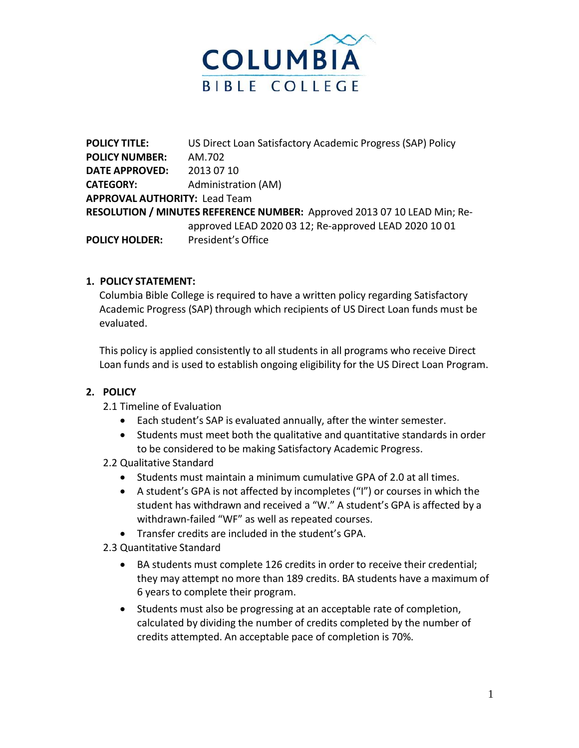**COLUMBIA BIBLE COLLEGE**

**POLICY TITLE:** US Direct Loan Satisfactory Academic Progress (SAP) Policy
**POLICY NUMBER:** AM.702
**DATE APPROVED:** 2013 07 10
**CATEGORY:** Administration (AM)
**APPROVAL AUTHORITY:** Lead Team
**RESOLUTION / MINUTES REFERENCE NUMBER:** Approved 2013 07 10 LEAD Min; Re-approved LEAD 2020 03 12; Re-approved LEAD 2020 10 01
**POLICY HOLDER:** President's Office

## 1. POLICY STATEMENT:

Columbia Bible College is required to have a written policy regarding Satisfactory Academic Progress (SAP) through which recipients of US Direct Loan funds must be evaluated.

This policy is applied consistently to all students in all programs who receive Direct Loan funds and is used to establish ongoing eligibility for the US Direct Loan Program.

## 2. POLICY

2.1 Timeline of Evaluation

- Each student's SAP is evaluated annually, after the winter semester.
- Students must meet both the qualitative and quantitative standards in order to be considered to be making Satisfactory Academic Progress.

2.2 Qualitative Standard

- Students must maintain a minimum cumulative GPA of 2.0 at all times.
- A student's GPA is not affected by incompletes ("I") or courses in which the student has withdrawn and received a "W." A student's GPA is affected by a withdrawn-failed "WF" as well as repeated courses.
- Transfer credits are included in the student's GPA.

2.3 Quantitative Standard

- BA students must complete 126 credits in order to receive their credential; they may attempt no more than 189 credits. BA students have a maximum of 6 years to complete their program.
- Students must also be progressing at an acceptable rate of completion, calculated by dividing the number of credits completed by the number of credits attempted. An acceptable pace of completion is 70%.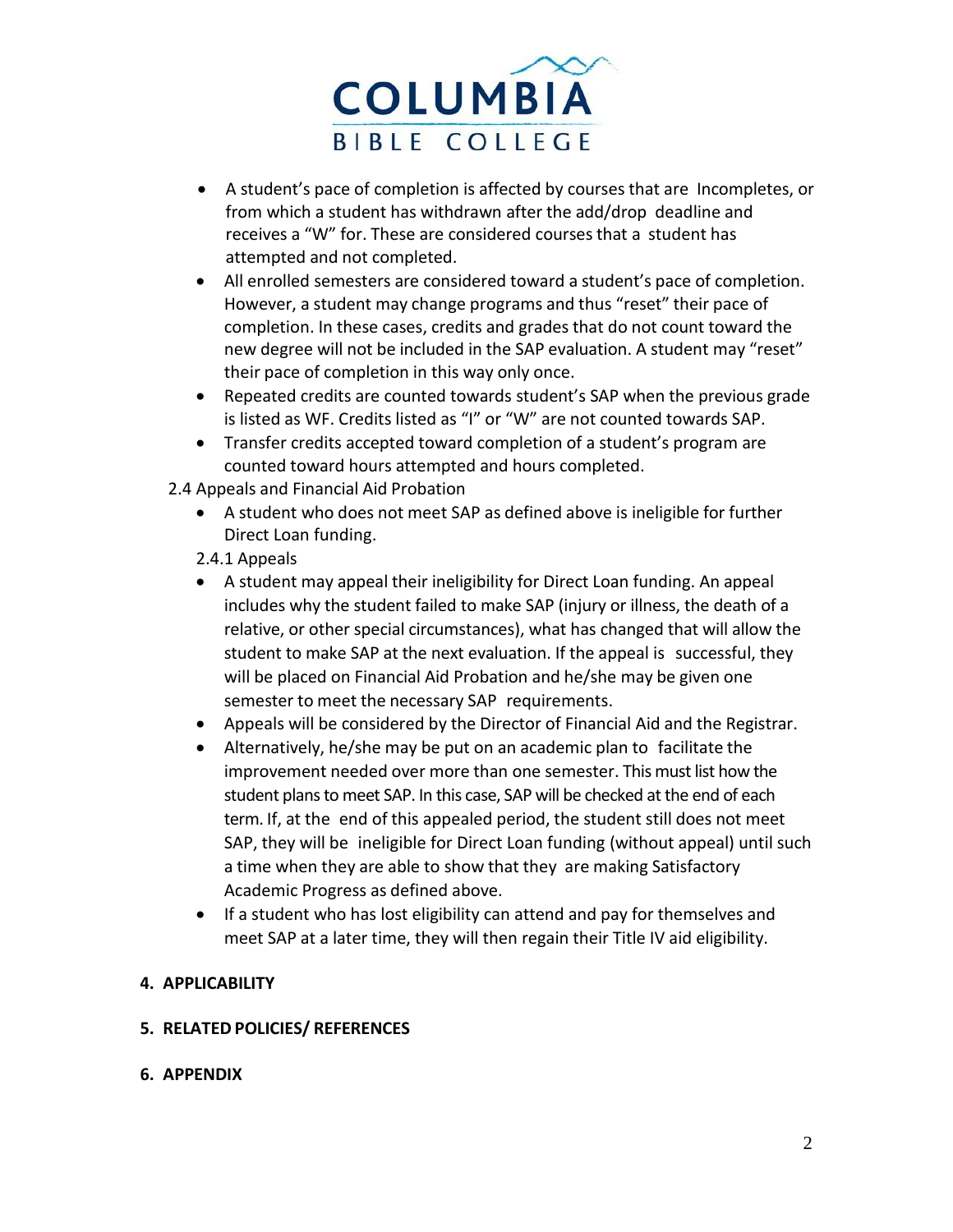- A student's pace of completion is affected by courses that are Incompletes, or from which a student has withdrawn after the add/drop deadline and receives a "W" for. These are considered courses that a student has attempted and not completed.
- All enrolled semesters are considered toward a student's pace of completion. However, a student may change programs and thus "reset" their pace of completion. In these cases, credits and grades that do not count toward the new degree will not be included in the SAP evaluation. A student may "reset" their pace of completion in this way only once.
- Repeated credits are counted towards student's SAP when the previous grade is listed as WF. Credits listed as "I" or "W" are not counted towards SAP.
- Transfer credits accepted toward completion of a student's program are counted toward hours attempted and hours completed.

2.4 Appeals and Financial Aid Probation

- A student who does not meet SAP as defined above is ineligible for further Direct Loan funding.

2.4.1 Appeals

- A student may appeal their ineligibility for Direct Loan funding. An appeal includes why the student failed to make SAP (injury or illness, the death of a relative, or other special circumstances), what has changed that will allow the student to make SAP at the next evaluation. If the appeal is successful, they will be placed on Financial Aid Probation and he/she may be given one semester to meet the necessary SAP requirements.
- Appeals will be considered by the Director of Financial Aid and the Registrar.
- Alternatively, he/she may be put on an academic plan to facilitate the improvement needed over more than one semester. This must list how the student plans to meet SAP. In this case, SAP will be checked at the end of each term. If, at the end of this appealed period, the student still does not meet SAP, they will be ineligible for Direct Loan funding (without appeal) until such a time when they are able to show that they are making Satisfactory Academic Progress as defined above.
- If a student who has lost eligibility can attend and pay for themselves and meet SAP at a later time, they will then regain their Title IV aid eligibility.

**4. APPLICABILITY**

**5. RELATED POLICIES/ REFERENCES**

**6. APPENDIX**